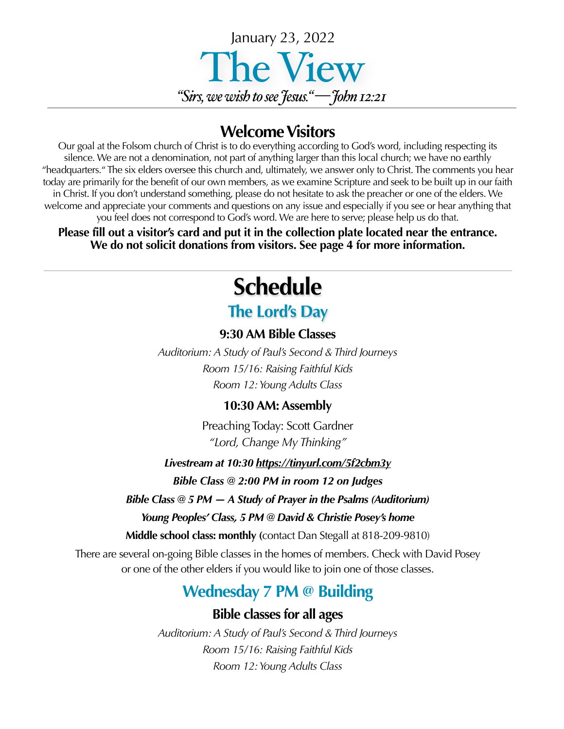January 23, 2022

# The View

*"Sirs, we wish to see Jesus." —John 12:21*

## Welcome Visitors

Our goal at the Folsom church of Christ is to do everything according to God's word, including respecting its silence. We are not a denomination, not part of anything larger than this local church; we have no earthly "headquarters." The six elders oversee this church and, ultimately, we answer only to Christ. The comments you hear today are primarily for the benefit of our own members, as we examine Scripture and seek to be built up in our faith in Christ. If you don't understand something, please do not hesitate to ask the preacher or one of the elders. We welcome and appreciate your comments and questions on any issue and especially if you see or hear anything that you feel does not correspond to God's word. We are here to serve; please help us do that.

**Please fill out a visitor's card and put it in the collection plate located near the entrance. We do not solicit donations from visitors. See page 4 for more information.**

# Schedule

## The Lord's Day

### 9:30 AM Bible Classes

*Auditorium: A Study of Paul's Second & Third Journeys*

*Room 15/16: Raising Faithful Kids*

*Room 12: Young Adults Class*

### 10:30 AM: Assembly

Preaching Today: Scott Gardner

*"Lord, Change My Thinking"*

***Livestream at 10:30 https://tinyurl.com/5f2cbm3y***

***Bible Class @ 2:00 PM in room 12 on Judges***

***Bible Class @ 5 PM — A Study of Prayer in the Psalms (Auditorium)***

***Young Peoples' Class, 5 PM @ David & Christie Posey's home***

**Middle school class: monthly (**contact Dan Stegall at 818-209-9810)

There are several on-going Bible classes in the homes of members. Check with David Posey or one of the other elders if you would like to join one of those classes.

## Wednesday 7 PM @ Building

### Bible classes for all ages

*Auditorium: A Study of Paul's Second & Third Journeys*

*Room 15/16: Raising Faithful Kids*

*Room 12: Young Adults Class*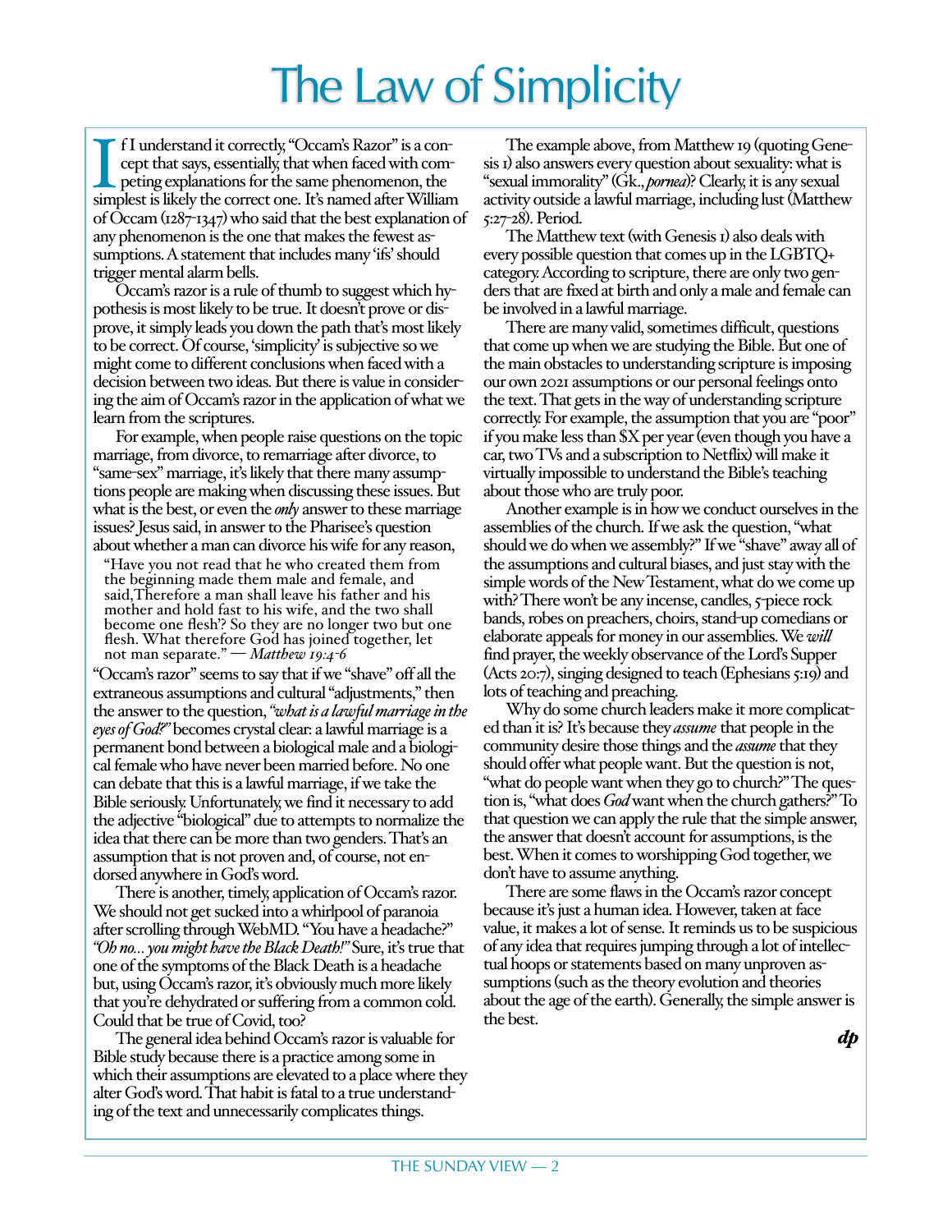# The Law of Simplicity

If I understand it correctly, "Occam's Razor" is a concept that says, essentially, that when faced with competing explanations for the same phenomenon, the simplest is likely the correct one. It's named after William of Occam (1287-1347) who said that the best explanation of any phenomenon is the one that makes the fewest assumptions. A statement that includes many 'ifs' should trigger mental alarm bells.

Occam's razor is a rule of thumb to suggest which hypothesis is most likely to be true. It doesn't prove or disprove, it simply leads you down the path that's most likely to be correct. Of course, 'simplicity' is subjective so we might come to different conclusions when faced with a decision between two ideas. But there is value in considering the aim of Occam's razor in the application of what we learn from the scriptures.

For example, when people raise questions on the topic marriage, from divorce, to remarriage after divorce, to "same-sex" marriage, it's likely that there many assumptions people are making when discussing these issues. But what is the best, or even the *only* answer to these marriage issues? Jesus said, in answer to the Pharisee's question about whether a man can divorce his wife for any reason,

> "Have you not read that he who created them from the beginning made them male and female, and said,Therefore a man shall leave his father and his mother and hold fast to his wife, and the two shall become one flesh'? So they are no longer two but one flesh. What therefore God has joined together, let not man separate." — *Matthew 19:4-6*

"Occam's razor" seems to say that if we "shave" off all the extraneous assumptions and cultural "adjustments," then the answer to the question, *"what is a lawful marriage in the eyes of God?"* becomes crystal clear: a lawful marriage is a permanent bond between a biological male and a biological female who have never been married before. No one can debate that this is a lawful marriage, if we take the Bible seriously. Unfortunately, we find it necessary to add the adjective "biological" due to attempts to normalize the idea that there can be more than two genders. That's an assumption that is not proven and, of course, not endorsed anywhere in God's word.

There is another, timely, application of Occam's razor. We should not get sucked into a whirlpool of paranoia after scrolling through WebMD. "You have a headache?" *"Oh no... you might have the Black Death!"* Sure, it's true that one of the symptoms of the Black Death is a headache but, using Occam's razor, it's obviously much more likely that you're dehydrated or suffering from a common cold. Could that be true of Covid, too?

The general idea behind Occam's razor is valuable for Bible study because there is a practice among some in which their assumptions are elevated to a place where they alter God's word. That habit is fatal to a true understanding of the text and unnecessarily complicates things.

The example above, from Matthew 19 (quoting Genesis 1) also answers every question about sexuality: what is "sexual immorality" (Gk., *pornea*)? Clearly, it is any sexual activity outside a lawful marriage, including lust (Matthew 5:27-28). Period.

The Matthew text (with Genesis 1) also deals with every possible question that comes up in the LGBTQ+ category. According to scripture, there are only two genders that are fixed at birth and only a male and female can be involved in a lawful marriage.

There are many valid, sometimes difficult, questions that come up when we are studying the Bible. But one of the main obstacles to understanding scripture is imposing our own 2021 assumptions or our personal feelings onto the text. That gets in the way of understanding scripture correctly. For example, the assumption that you are "poor" if you make less than $X per year (even though you have a car, two TVs and a subscription to Netflix) will make it virtually impossible to understand the Bible's teaching about those who are truly poor.

Another example is in how we conduct ourselves in the assemblies of the church. If we ask the question, "what should we do when we assembly?" If we "shave" away all of the assumptions and cultural biases, and just stay with the simple words of the New Testament, what do we come up with? There won't be any incense, candles, 5-piece rock bands, robes on preachers, choirs, stand-up comedians or elaborate appeals for money in our assemblies. We *will* find prayer, the weekly observance of the Lord's Supper (Acts 20:7), singing designed to teach (Ephesians 5:19) and lots of teaching and preaching.

Why do some church leaders make it more complicated than it is? It's because they *assume* that people in the community desire those things and the *assume* that they should offer what people want. But the question is not, "what do people want when they go to church?" The question is, "what does *God* want when the church gathers?" To that question we can apply the rule that the simple answer, the answer that doesn't account for assumptions, is the best. When it comes to worshipping God together, we don't have to assume anything.

There are some flaws in the Occam's razor concept because it's just a human idea. However, taken at face value, it makes a lot of sense. It reminds us to be suspicious of any idea that requires jumping through a lot of intellectual hoops or statements based on many unproven assumptions (such as the theory evolution and theories about the age of the earth). Generally, the simple answer is the best.

***dp***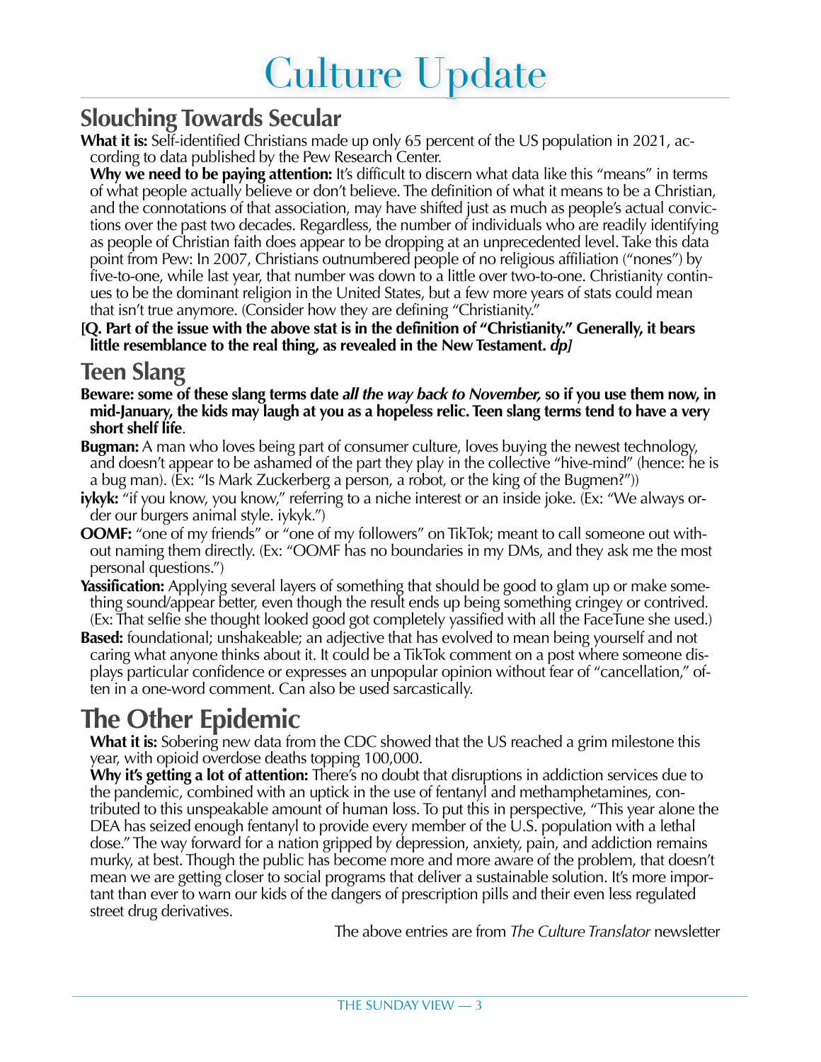# Culture Update

## Slouching Towards Secular

**What it is:** Self-identified Christians made up only 65 percent of the US population in 2021, according to data published by the Pew Research Center.

**Why we need to be paying attention:** It's difficult to discern what data like this "means" in terms of what people actually believe or don't believe. The definition of what it means to be a Christian, and the connotations of that association, may have shifted just as much as people's actual convictions over the past two decades. Regardless, the number of individuals who are readily identifying as people of Christian faith does appear to be dropping at an unprecedented level. Take this data point from Pew: In 2007, Christians outnumbered people of no religious affiliation ("nones") by five-to-one, while last year, that number was down to a little over two-to-one. Christianity continues to be the dominant religion in the United States, but a few more years of stats could mean that isn't true anymore. (Consider how they are defining "Christianity."

**[Q. Part of the issue with the above stat is in the definition of "Christianity." Generally, it bears little resemblance to the real thing, as revealed in the New Testament. *dp]***

## Teen Slang

**Beware: some of these slang terms date *all the way back to November,* so if you use them now, in mid-January, the kids may laugh at you as a hopeless relic. Teen slang terms tend to have a very short shelf life**.

**Bugman:** A man who loves being part of consumer culture, loves buying the newest technology, and doesn't appear to be ashamed of the part they play in the collective "hive-mind" (hence: he is a bug man). (Ex: "Is Mark Zuckerberg a person, a robot, or the king of the Bugmen?"))

**iykyk:** "if you know, you know," referring to a niche interest or an inside joke. (Ex: "We always order our burgers animal style. iykyk.")

**OOMF:** "one of my friends" or "one of my followers" on TikTok; meant to call someone out without naming them directly. (Ex: "OOMF has no boundaries in my DMs, and they ask me the most personal questions.")

**Yassification:** Applying several layers of something that should be good to glam up or make something sound/appear better, even though the result ends up being something cringey or contrived. (Ex: That selfie she thought looked good got completely yassified with all the FaceTune she used.)

**Based:** foundational; unshakeable; an adjective that has evolved to mean being yourself and not caring what anyone thinks about it. It could be a TikTok comment on a post where someone displays particular confidence or expresses an unpopular opinion without fear of "cancellation," often in a one-word comment. Can also be used sarcastically.

## The Other Epidemic

**What it is:** Sobering new data from the CDC showed that the US reached a grim milestone this year, with opioid overdose deaths topping 100,000.

**Why it's getting a lot of attention:** There's no doubt that disruptions in addiction services due to the pandemic, combined with an uptick in the use of fentanyl and methamphetamines, contributed to this unspeakable amount of human loss. To put this in perspective, "This year alone the DEA has seized enough fentanyl to provide every member of the U.S. population with a lethal dose." The way forward for a nation gripped by depression, anxiety, pain, and addiction remains murky, at best. Though the public has become more and more aware of the problem, that doesn't mean we are getting closer to social programs that deliver a sustainable solution. It's more important than ever to warn our kids of the dangers of prescription pills and their even less regulated street drug derivatives.

The above entries are from *The Culture Translator* newsletter